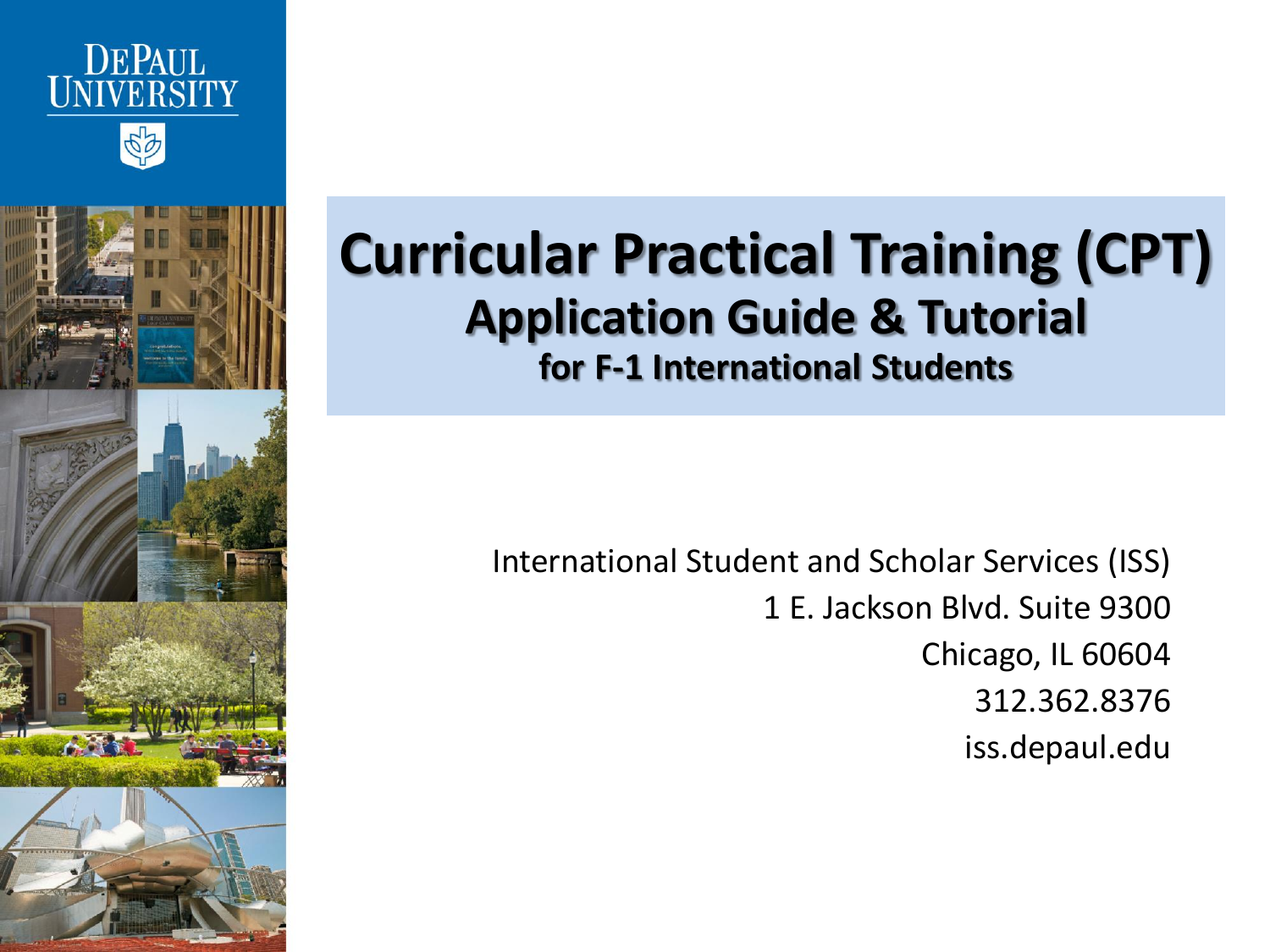DePaul University

# Curricular Practical Training (CPT)

## Application Guide & Tutorial

### for F-1 International Students

International Student and Scholar Services (ISS)
1 E. Jackson Blvd. Suite 9300
Chicago, IL 60604
312.362.8376
iss.depaul.edu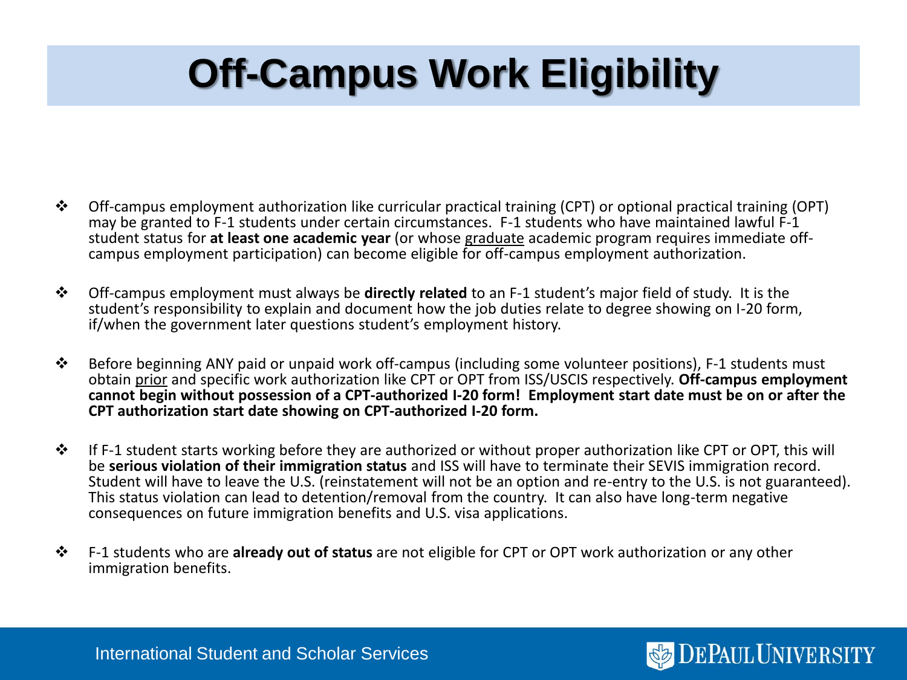# Off-Campus Work Eligibility

- Off-campus employment authorization like curricular practical training (CPT) or optional practical training (OPT) may be granted to F-1 students under certain circumstances. F-1 students who have maintained lawful F-1 student status for **at least one academic year** (or whose graduate academic program requires immediate off-campus employment participation) can become eligible for off-campus employment authorization.

- Off-campus employment must always be **directly related** to an F-1 student's major field of study. It is the student's responsibility to explain and document how the job duties relate to degree showing on I-20 form, if/when the government later questions student's employment history.

- Before beginning ANY paid or unpaid work off-campus (including some volunteer positions), F-1 students must obtain prior and specific work authorization like CPT or OPT from ISS/USCIS respectively. **Off-campus employment cannot begin without possession of a CPT-authorized I-20 form! Employment start date must be on or after the CPT authorization start date showing on CPT-authorized I-20 form.**

- If F-1 student starts working before they are authorized or without proper authorization like CPT or OPT, this will be **serious violation of their immigration status** and ISS will have to terminate their SEVIS immigration record. Student will have to leave the U.S. (reinstatement will not be an option and re-entry to the U.S. is not guaranteed). This status violation can lead to detention/removal from the country. It can also have long-term negative consequences on future immigration benefits and U.S. visa applications.

- F-1 students who are **already out of status** are not eligible for CPT or OPT work authorization or any other immigration benefits.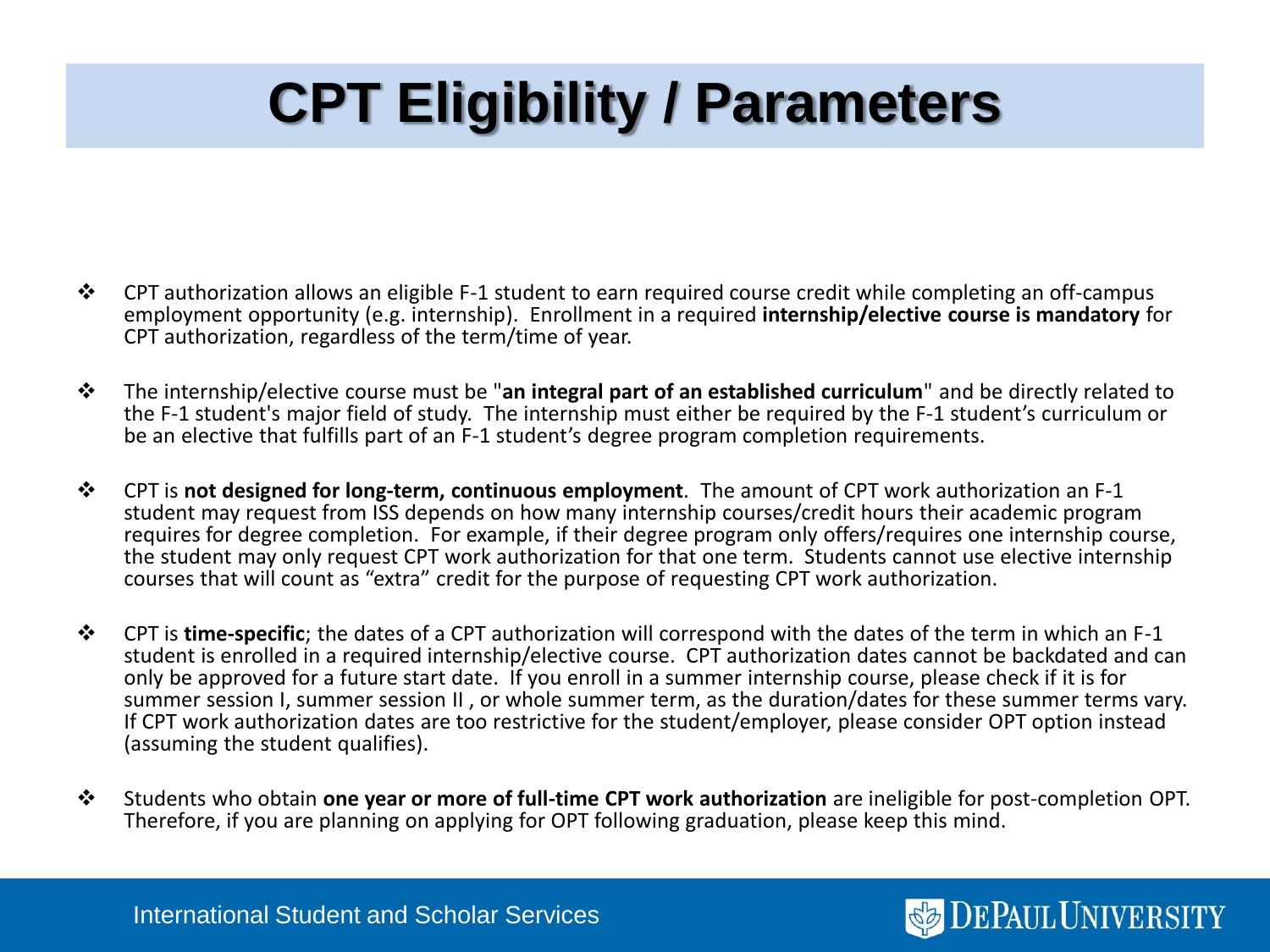# CPT Eligibility / Parameters

- CPT authorization allows an eligible F-1 student to earn required course credit while completing an off-campus employment opportunity (e.g. internship). Enrollment in a required **internship/elective course is mandatory** for CPT authorization, regardless of the term/time of year.

- The internship/elective course must be "**an integral part of an established curriculum**" and be directly related to the F-1 student's major field of study. The internship must either be required by the F-1 student's curriculum or be an elective that fulfills part of an F-1 student's degree program completion requirements.

- CPT is **not designed for long-term, continuous employment**. The amount of CPT work authorization an F-1 student may request from ISS depends on how many internship courses/credit hours their academic program requires for degree completion. For example, if their degree program only offers/requires one internship course, the student may only request CPT work authorization for that one term. Students cannot use elective internship courses that will count as "extra" credit for the purpose of requesting CPT work authorization.

- CPT is **time-specific**; the dates of a CPT authorization will correspond with the dates of the term in which an F-1 student is enrolled in a required internship/elective course. CPT authorization dates cannot be backdated and can only be approved for a future start date. If you enroll in a summer internship course, please check if it is for summer session I, summer session II , or whole summer term, as the duration/dates for these summer terms vary. If CPT work authorization dates are too restrictive for the student/employer, please consider OPT option instead (assuming the student qualifies).

- Students who obtain **one year or more of full-time CPT work authorization** are ineligible for post-completion OPT. Therefore, if you are planning on applying for OPT following graduation, please keep this mind.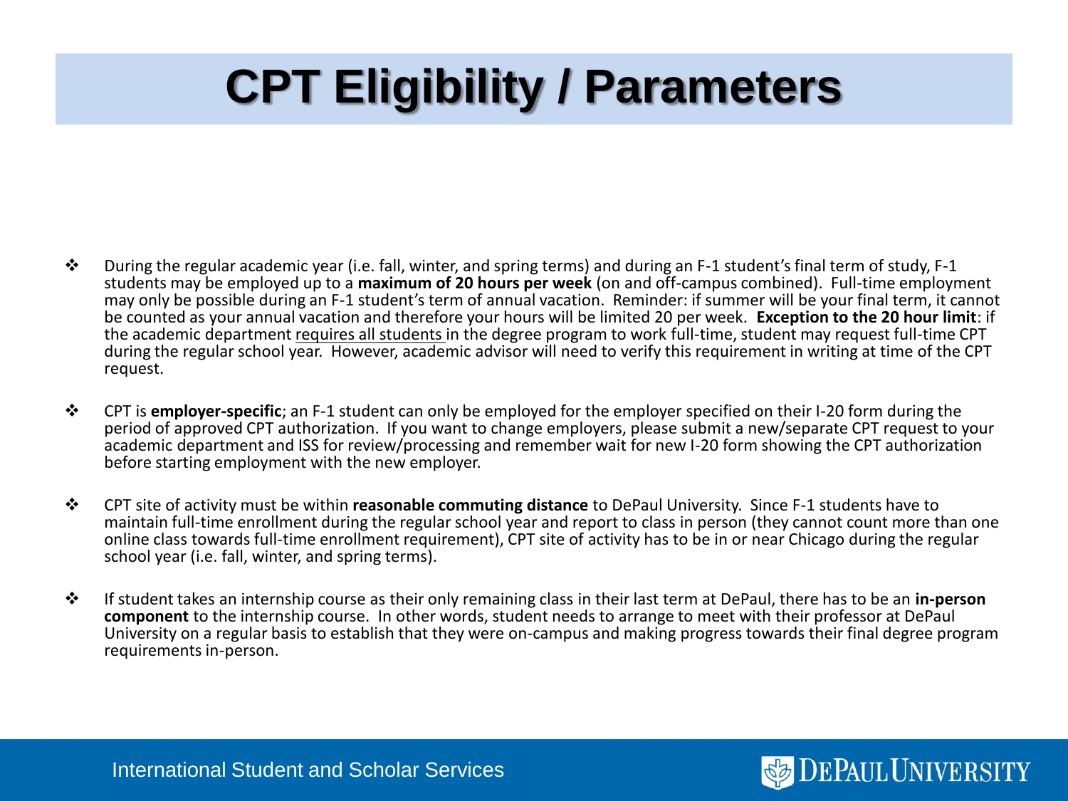# CPT Eligibility / Parameters

- During the regular academic year (i.e. fall, winter, and spring terms) and during an F-1 student's final term of study, F-1 students may be employed up to a **maximum of 20 hours per week** (on and off-campus combined). Full-time employment may only be possible during an F-1 student's term of annual vacation. Reminder: if summer will be your final term, it cannot be counted as your annual vacation and therefore your hours will be limited 20 per week. **Exception to the 20 hour limit**: if the academic department <u>requires all students</u> in the degree program to work full-time, student may request full-time CPT during the regular school year. However, academic advisor will need to verify this requirement in writing at time of the CPT request.

- CPT is **employer-specific**; an F-1 student can only be employed for the employer specified on their I-20 form during the period of approved CPT authorization. If you want to change employers, please submit a new/separate CPT request to your academic department and ISS for review/processing and remember wait for new I-20 form showing the CPT authorization before starting employment with the new employer.

- CPT site of activity must be within **reasonable commuting distance** to DePaul University. Since F-1 students have to maintain full-time enrollment during the regular school year and report to class in person (they cannot count more than one online class towards full-time enrollment requirement), CPT site of activity has to be in or near Chicago during the regular school year (i.e. fall, winter, and spring terms).

- If student takes an internship course as their only remaining class in their last term at DePaul, there has to be an **in-person component** to the internship course. In other words, student needs to arrange to meet with their professor at DePaul University on a regular basis to establish that they were on-campus and making progress towards their final degree program requirements in-person.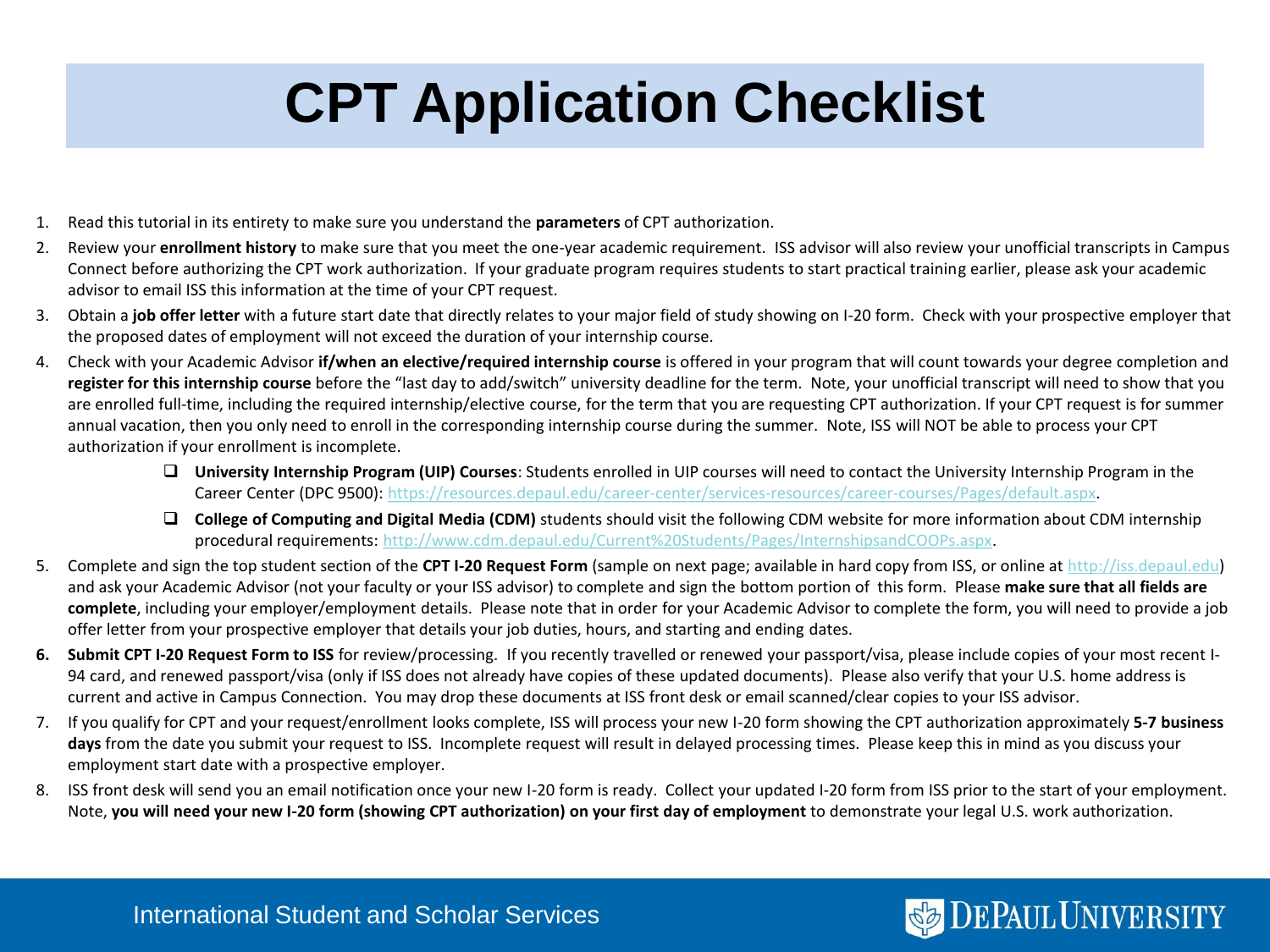# CPT Application Checklist

1. Read this tutorial in its entirety to make sure you understand the **parameters** of CPT authorization.
2. Review your **enrollment history** to make sure that you meet the one-year academic requirement. ISS advisor will also review your unofficial transcripts in Campus Connect before authorizing the CPT work authorization. If your graduate program requires students to start practical training earlier, please ask your academic advisor to email ISS this information at the time of your CPT request.
3. Obtain a **job offer letter** with a future start date that directly relates to your major field of study showing on I-20 form. Check with your prospective employer that the proposed dates of employment will not exceed the duration of your internship course.
4. Check with your Academic Advisor **if/when an elective/required internship course** is offered in your program that will count towards your degree completion and **register for this internship course** before the "last day to add/switch" university deadline for the term. Note, your unofficial transcript will need to show that you are enrolled full-time, including the required internship/elective course, for the term that you are requesting CPT authorization. If your CPT request is for summer annual vacation, then you only need to enroll in the corresponding internship course during the summer. Note, ISS will NOT be able to process your CPT authorization if your enrollment is incomplete.
   - **University Internship Program (UIP) Courses**: Students enrolled in UIP courses will need to contact the University Internship Program in the Career Center (DPC 9500): https://resources.depaul.edu/career-center/services-resources/career-courses/Pages/default.aspx.
   - **College of Computing and Digital Media (CDM)** students should visit the following CDM website for more information about CDM internship procedural requirements: http://www.cdm.depaul.edu/Current%20Students/Pages/InternshipsandCOOPs.aspx.
5. Complete and sign the top student section of the **CPT I-20 Request Form** (sample on next page; available in hard copy from ISS, or online at http://iss.depaul.edu) and ask your Academic Advisor (not your faculty or your ISS advisor) to complete and sign the bottom portion of this form. Please **make sure that all fields are complete**, including your employer/employment details. Please note that in order for your Academic Advisor to complete the form, you will need to provide a job offer letter from your prospective employer that details your job duties, hours, and starting and ending dates.
6. **Submit CPT I-20 Request Form to ISS** for review/processing. If you recently travelled or renewed your passport/visa, please include copies of your most recent I-94 card, and renewed passport/visa (only if ISS does not already have copies of these updated documents). Please also verify that your U.S. home address is current and active in Campus Connection. You may drop these documents at ISS front desk or email scanned/clear copies to your ISS advisor.
7. If you qualify for CPT and your request/enrollment looks complete, ISS will process your new I-20 form showing the CPT authorization approximately **5-7 business days** from the date you submit your request to ISS. Incomplete request will result in delayed processing times. Please keep this in mind as you discuss your employment start date with a prospective employer.
8. ISS front desk will send you an email notification once your new I-20 form is ready. Collect your updated I-20 form from ISS prior to the start of your employment. Note, **you will need your new I-20 form (showing CPT authorization) on your first day of employment** to demonstrate your legal U.S. work authorization.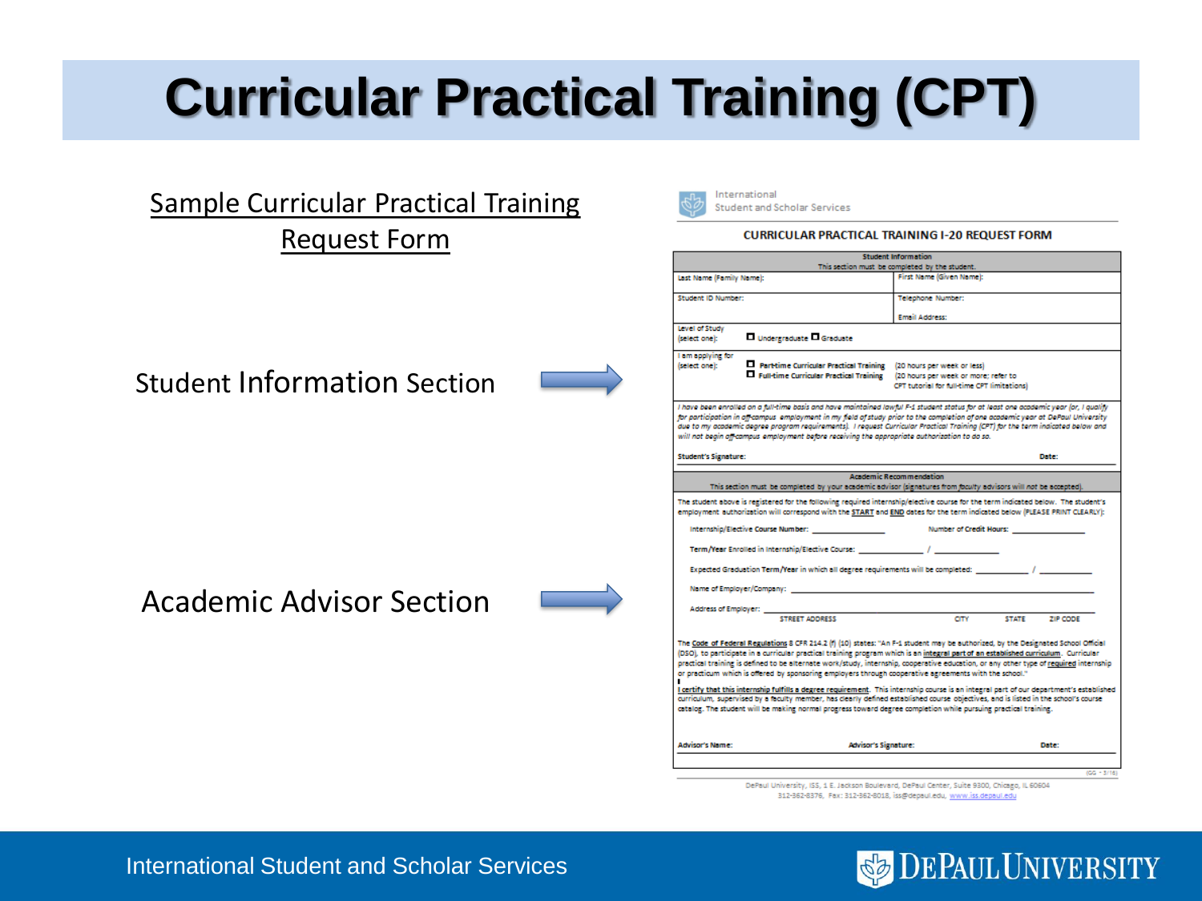# Curricular Practical Training (CPT)

Sample Curricular Practical Training Request Form

Student Information Section

Academic Advisor Section

International Student and Scholar Services

**CURRICULAR PRACTICAL TRAINING I-20 REQUEST FORM**

**Student Information**
This section must be completed by the student.

| | |
|---|---|
| Last Name (Family Name): | First Name (Given Name): |
| Student ID Number: | Telephone Number: Email Address: |
| Level of Study (select one): ☐ Undergraduate ☐ Graduate | |
| I am applying for (select one): ☐ Part-time Curricular Practical Training (20 hours per week or less) ☐ Full-time Curricular Practical Training (20 hours per week or more; refer to CPT tutorial for full-time CPT limitations) | |

*I have been enrolled on a full-time basis and have maintained lawful F-1 student status for at least one academic year (or, I qualify for participation in off-campus employment in my field of study prior to the completion of one academic year at DePaul University due to my academic degree program requirements). I request Curricular Practical Training (CPT) for the term indicated below and will not begin off-campus employment before receiving the appropriate authorization to do so.*

**Student's Signature:** **Date:**

**Academic Recommendation**
This section must be completed by your academic advisor (signatures from faculty advisors will not be accepted).

The student above is registered for the following required internship/elective course for the term indicated below. The student's employment authorization will correspond with the **START** and **END** dates for the term indicated below (PLEASE PRINT CLEARLY):

Internship/Elective Course Number: ____________ Number of Credit Hours: ____________

Term/Year Enrolled in Internship/Elective Course: ____________ / ____________

Expected Graduation Term/Year in which all degree requirements will be completed: ____________ / ____________

Name of Employer/Company: ____________

Address of Employer: ____________
STREET ADDRESS CITY STATE ZIP CODE

The **Code of Federal Regulations** 8 CFR 214.2 (f) (10) states: "An F-1 student may be authorized, by the Designated School Official (DSO), to participate in a curricular practical training program which is an **integral part of an established curriculum**. Curricular practical training is defined to be alternate work/study, internship, cooperative education, or any other type of **required** internship or practicum which is offered by sponsoring employers through cooperative agreements with the school."

**I certify that this internship fulfills a degree requirement.** This internship course is an integral part of our department's established curriculum, supervised by a faculty member, has clearly defined established course objectives, and is listed in the school's course catalog. The student will be making normal progress toward degree completion while pursuing practical training.

**Advisor's Name:** **Advisor's Signature:** **Date:**

(GG – 3/16)

DePaul University, ISS, 1 E. Jackson Boulevard, DePaul Center, Suite 9300, Chicago, IL 60604
312-362-8376, Fax: 312-362-8018, iss@depaul.edu, www.iss.depaul.edu

International Student and Scholar Services

DePaul University